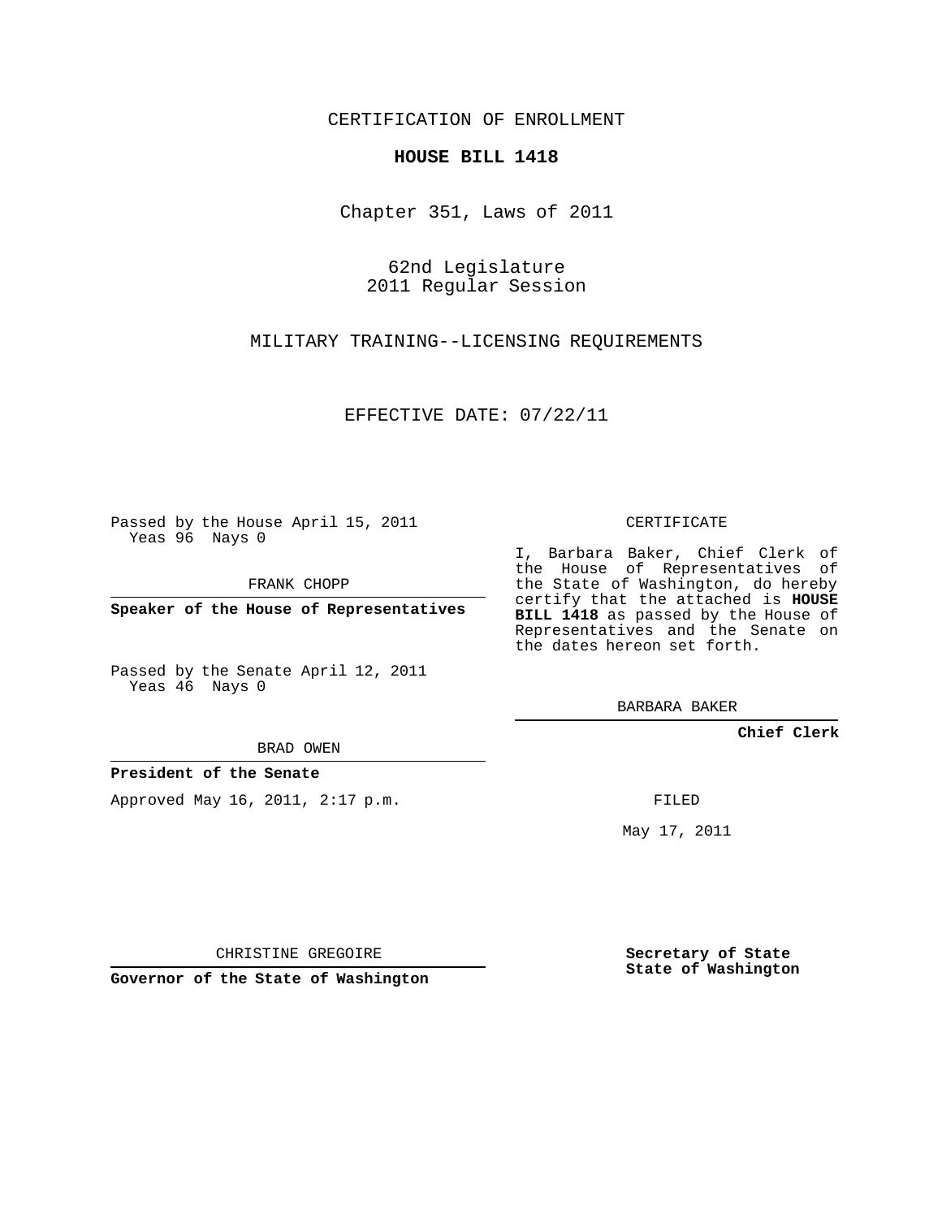CERTIFICATION OF ENROLLMENT

**HOUSE BILL 1418**

Chapter 351, Laws of 2011

62nd Legislature
2011 Regular Session

MILITARY TRAINING--LICENSING REQUIREMENTS

EFFECTIVE DATE: 07/22/11

Passed by the House April 15, 2011
Yeas 96 Nays 0

FRANK CHOPP

**Speaker of the House of Representatives**

Passed by the Senate April 12, 2011
Yeas 46 Nays 0

BRAD OWEN

**President of the Senate**

Approved May 16, 2011, 2:17 p.m.

CHRISTINE GREGOIRE

**Governor of the State of Washington**

CERTIFICATE

I, Barbara Baker, Chief Clerk of the House of Representatives of the State of Washington, do hereby certify that the attached is **HOUSE BILL 1418** as passed by the House of Representatives and the Senate on the dates hereon set forth.

BARBARA BAKER

**Chief Clerk**

FILED

May 17, 2011

**Secretary of State**
**State of Washington**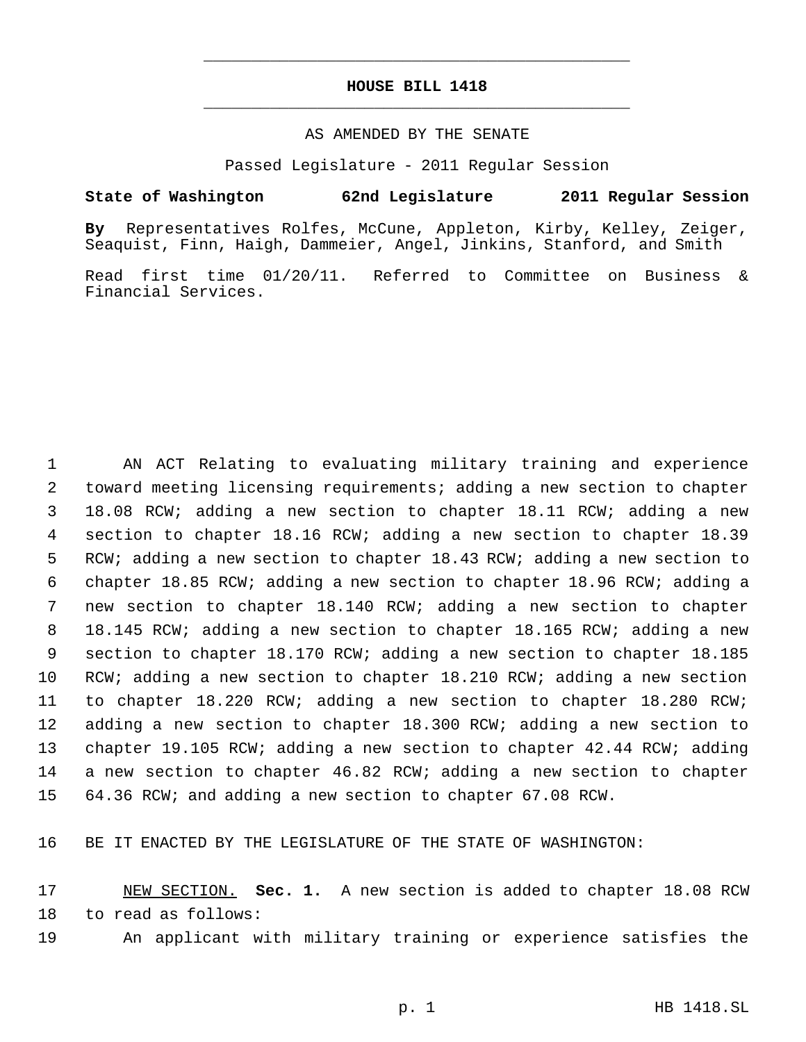# HOUSE BILL 1418

AS AMENDED BY THE SENATE

Passed Legislature - 2011 Regular Session

**State of Washington 62nd Legislature 2011 Regular Session**

**By** Representatives Rolfes, McCune, Appleton, Kirby, Kelley, Zeiger, Seaquist, Finn, Haigh, Dammeier, Angel, Jinkins, Stanford, and Smith

Read first time 01/20/11. Referred to Committee on Business & Financial Services.

1 AN ACT Relating to evaluating military training and experience
2 toward meeting licensing requirements; adding a new section to chapter
3 18.08 RCW; adding a new section to chapter 18.11 RCW; adding a new
4 section to chapter 18.16 RCW; adding a new section to chapter 18.39
5 RCW; adding a new section to chapter 18.43 RCW; adding a new section to
6 chapter 18.85 RCW; adding a new section to chapter 18.96 RCW; adding a
7 new section to chapter 18.140 RCW; adding a new section to chapter
8 18.145 RCW; adding a new section to chapter 18.165 RCW; adding a new
9 section to chapter 18.170 RCW; adding a new section to chapter 18.185
10 RCW; adding a new section to chapter 18.210 RCW; adding a new section
11 to chapter 18.220 RCW; adding a new section to chapter 18.280 RCW;
12 adding a new section to chapter 18.300 RCW; adding a new section to
13 chapter 19.105 RCW; adding a new section to chapter 42.44 RCW; adding
14 a new section to chapter 46.82 RCW; adding a new section to chapter
15 64.36 RCW; and adding a new section to chapter 67.08 RCW.

16 BE IT ENACTED BY THE LEGISLATURE OF THE STATE OF WASHINGTON:

17 NEW SECTION. **Sec. 1.** A new section is added to chapter 18.08 RCW
18 to read as follows:

19 An applicant with military training or experience satisfies the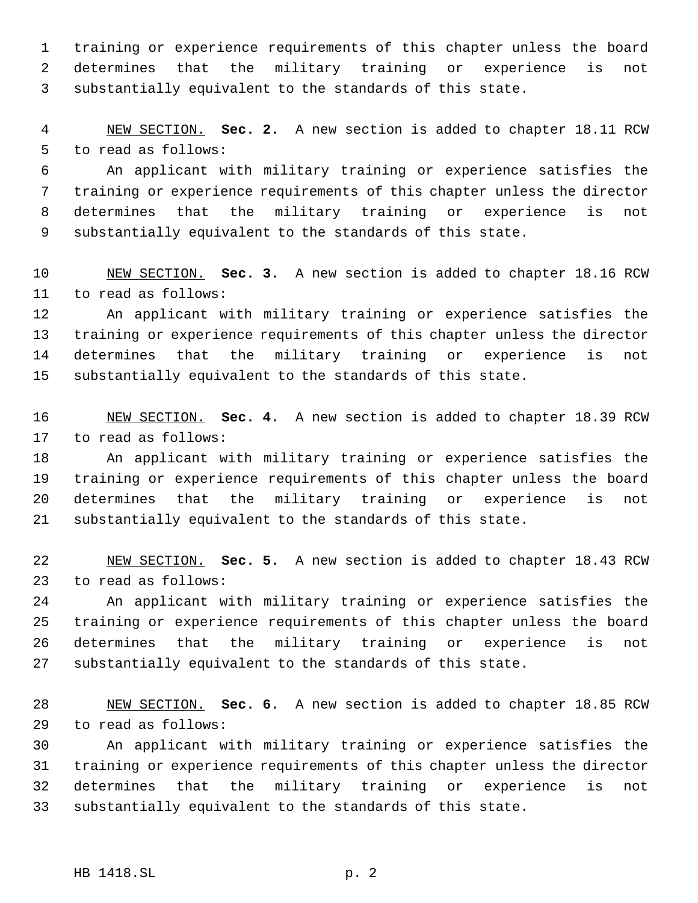training or experience requirements of this chapter unless the board determines that the military training or experience is not substantially equivalent to the standards of this state.

NEW SECTION. **Sec. 2.** A new section is added to chapter 18.11 RCW to read as follows:

An applicant with military training or experience satisfies the training or experience requirements of this chapter unless the director determines that the military training or experience is not substantially equivalent to the standards of this state.

NEW SECTION. **Sec. 3.** A new section is added to chapter 18.16 RCW to read as follows:

An applicant with military training or experience satisfies the training or experience requirements of this chapter unless the director determines that the military training or experience is not substantially equivalent to the standards of this state.

NEW SECTION. **Sec. 4.** A new section is added to chapter 18.39 RCW to read as follows:

An applicant with military training or experience satisfies the training or experience requirements of this chapter unless the board determines that the military training or experience is not substantially equivalent to the standards of this state.

NEW SECTION. **Sec. 5.** A new section is added to chapter 18.43 RCW to read as follows:

An applicant with military training or experience satisfies the training or experience requirements of this chapter unless the board determines that the military training or experience is not substantially equivalent to the standards of this state.

NEW SECTION. **Sec. 6.** A new section is added to chapter 18.85 RCW to read as follows:

An applicant with military training or experience satisfies the training or experience requirements of this chapter unless the director determines that the military training or experience is not substantially equivalent to the standards of this state.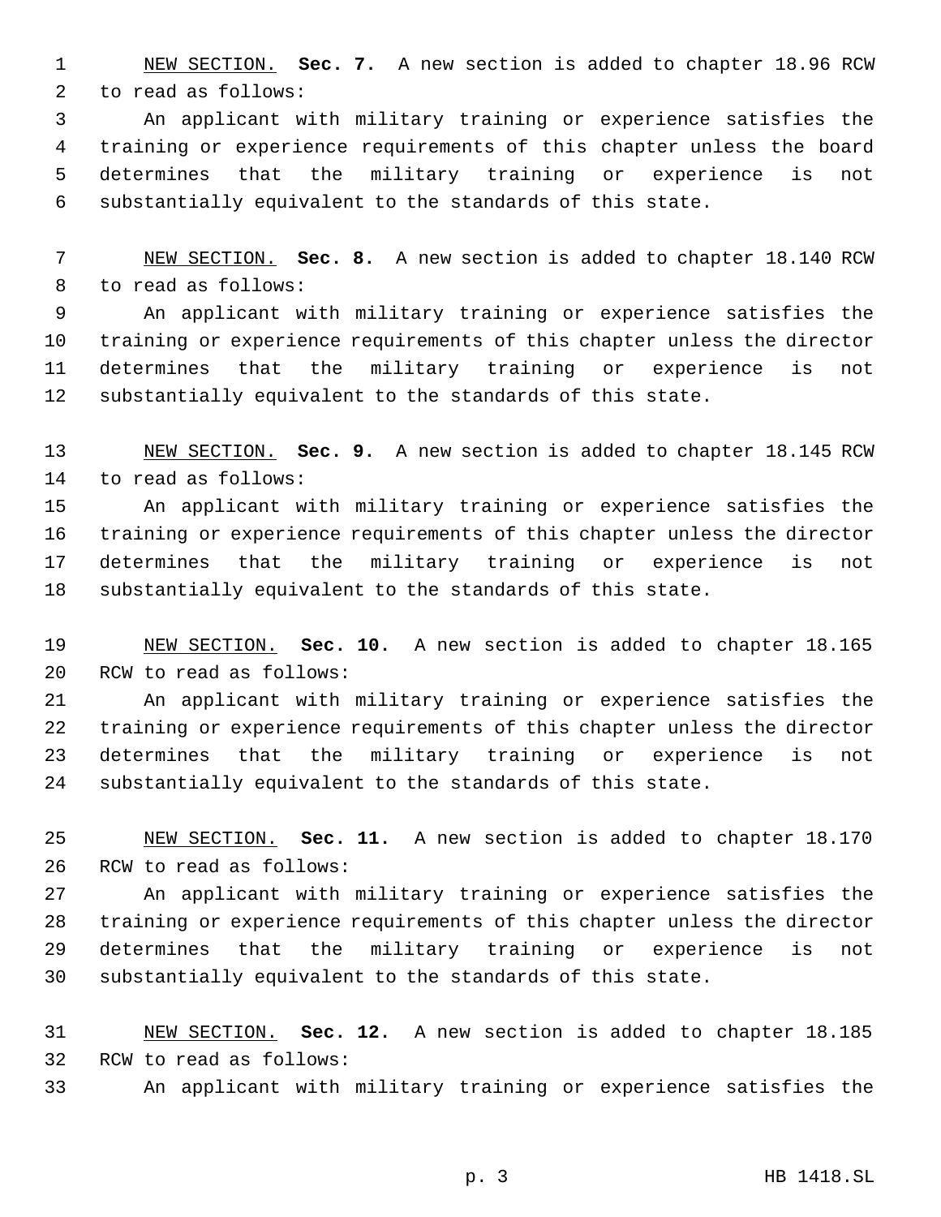NEW SECTION. **Sec. 7.** A new section is added to chapter 18.96 RCW to read as follows:

An applicant with military training or experience satisfies the training or experience requirements of this chapter unless the board determines that the military training or experience is not substantially equivalent to the standards of this state.

NEW SECTION. **Sec. 8.** A new section is added to chapter 18.140 RCW to read as follows:

An applicant with military training or experience satisfies the training or experience requirements of this chapter unless the director determines that the military training or experience is not substantially equivalent to the standards of this state.

NEW SECTION. **Sec. 9.** A new section is added to chapter 18.145 RCW to read as follows:

An applicant with military training or experience satisfies the training or experience requirements of this chapter unless the director determines that the military training or experience is not substantially equivalent to the standards of this state.

NEW SECTION. **Sec. 10.** A new section is added to chapter 18.165 RCW to read as follows:

An applicant with military training or experience satisfies the training or experience requirements of this chapter unless the director determines that the military training or experience is not substantially equivalent to the standards of this state.

NEW SECTION. **Sec. 11.** A new section is added to chapter 18.170 RCW to read as follows:

An applicant with military training or experience satisfies the training or experience requirements of this chapter unless the director determines that the military training or experience is not substantially equivalent to the standards of this state.

NEW SECTION. **Sec. 12.** A new section is added to chapter 18.185 RCW to read as follows:

An applicant with military training or experience satisfies the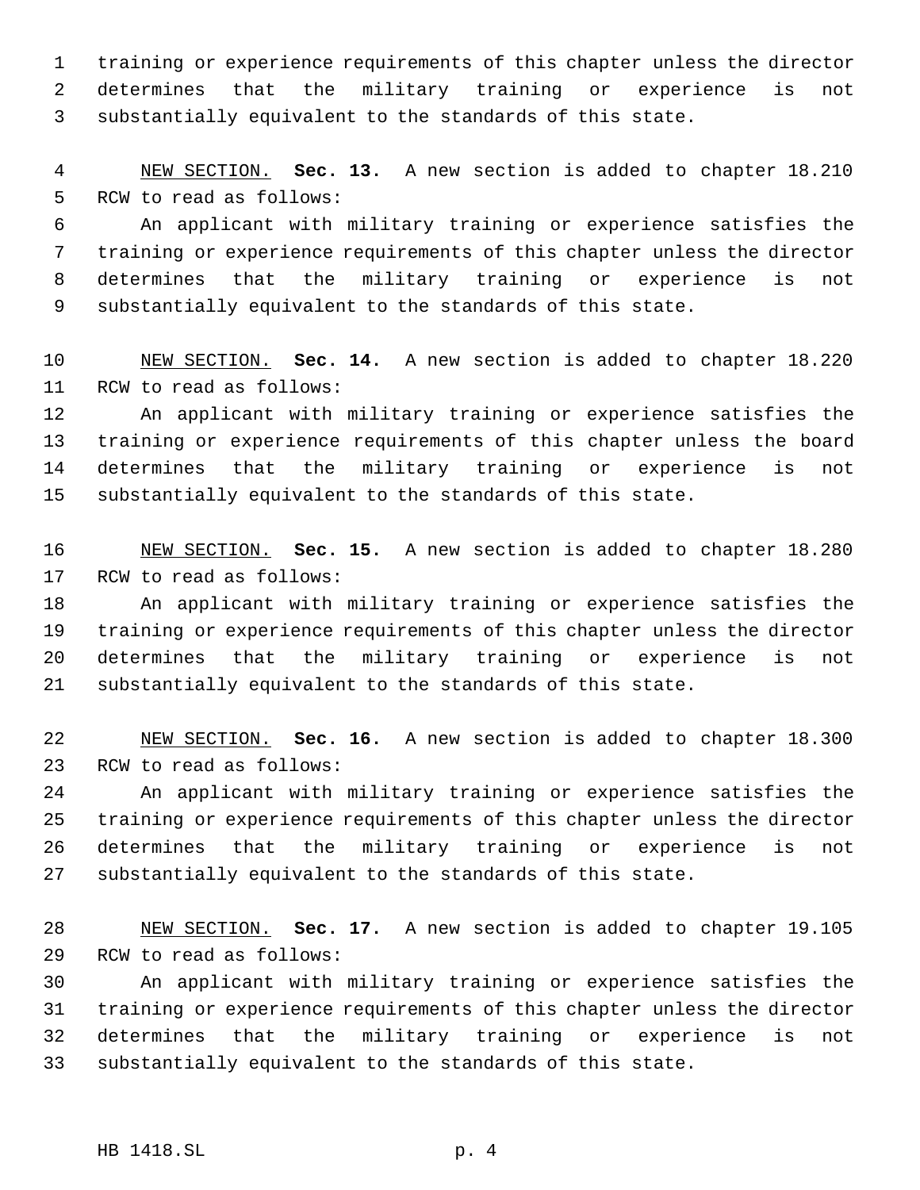training or experience requirements of this chapter unless the director determines that the military training or experience is not substantially equivalent to the standards of this state.

NEW SECTION. **Sec. 13.** A new section is added to chapter 18.210 RCW to read as follows:

An applicant with military training or experience satisfies the training or experience requirements of this chapter unless the director determines that the military training or experience is not substantially equivalent to the standards of this state.

NEW SECTION. **Sec. 14.** A new section is added to chapter 18.220 RCW to read as follows:

An applicant with military training or experience satisfies the training or experience requirements of this chapter unless the board determines that the military training or experience is not substantially equivalent to the standards of this state.

NEW SECTION. **Sec. 15.** A new section is added to chapter 18.280 RCW to read as follows:

An applicant with military training or experience satisfies the training or experience requirements of this chapter unless the director determines that the military training or experience is not substantially equivalent to the standards of this state.

NEW SECTION. **Sec. 16.** A new section is added to chapter 18.300 RCW to read as follows:

An applicant with military training or experience satisfies the training or experience requirements of this chapter unless the director determines that the military training or experience is not substantially equivalent to the standards of this state.

NEW SECTION. **Sec. 17.** A new section is added to chapter 19.105 RCW to read as follows:

An applicant with military training or experience satisfies the training or experience requirements of this chapter unless the director determines that the military training or experience is not substantially equivalent to the standards of this state.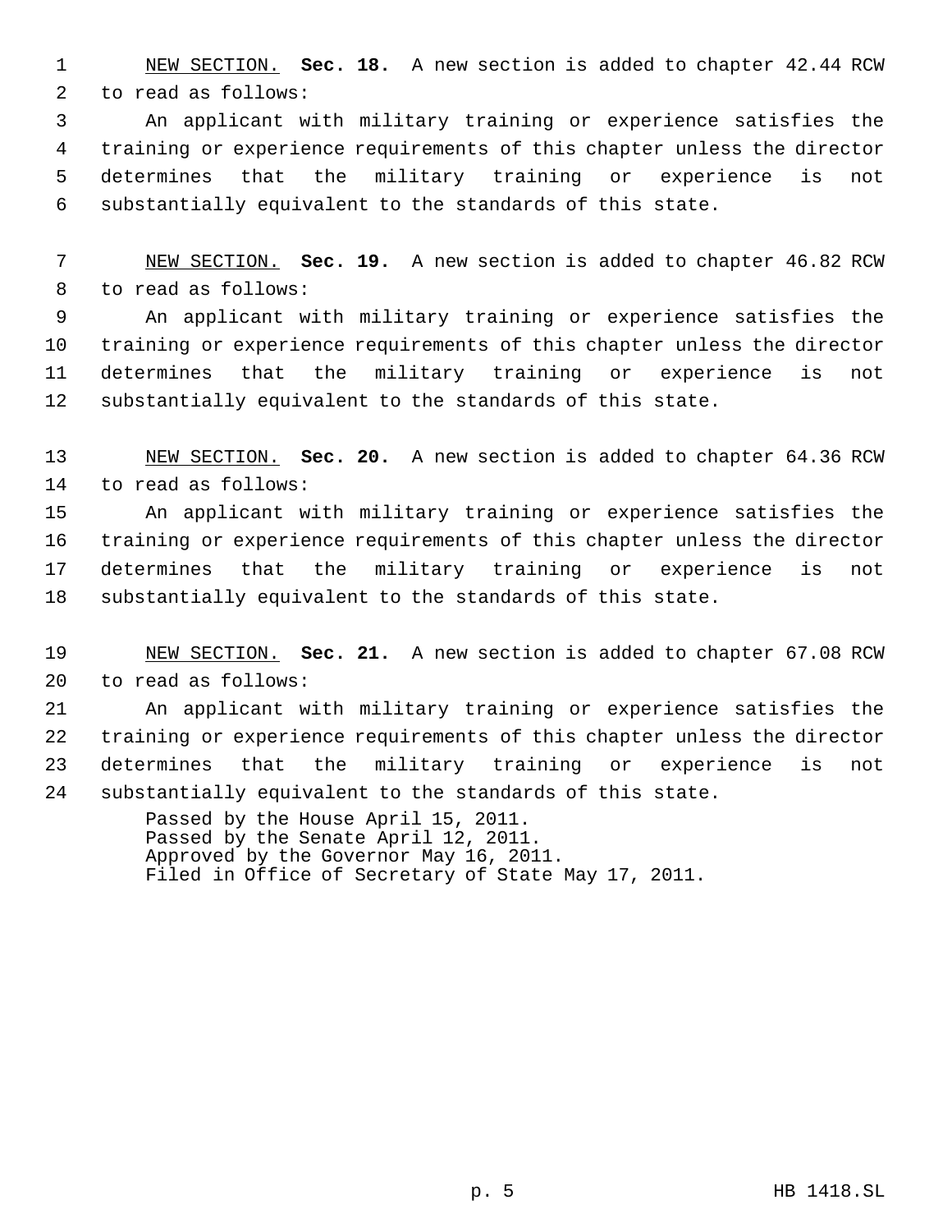NEW SECTION. **Sec. 18.** A new section is added to chapter 42.44 RCW to read as follows:

An applicant with military training or experience satisfies the training or experience requirements of this chapter unless the director determines that the military training or experience is not substantially equivalent to the standards of this state.

NEW SECTION. **Sec. 19.** A new section is added to chapter 46.82 RCW to read as follows:

An applicant with military training or experience satisfies the training or experience requirements of this chapter unless the director determines that the military training or experience is not substantially equivalent to the standards of this state.

NEW SECTION. **Sec. 20.** A new section is added to chapter 64.36 RCW to read as follows:

An applicant with military training or experience satisfies the training or experience requirements of this chapter unless the director determines that the military training or experience is not substantially equivalent to the standards of this state.

NEW SECTION. **Sec. 21.** A new section is added to chapter 67.08 RCW to read as follows:

An applicant with military training or experience satisfies the training or experience requirements of this chapter unless the director determines that the military training or experience is not substantially equivalent to the standards of this state.

Passed by the House April 15, 2011.
Passed by the Senate April 12, 2011.
Approved by the Governor May 16, 2011.
Filed in Office of Secretary of State May 17, 2011.